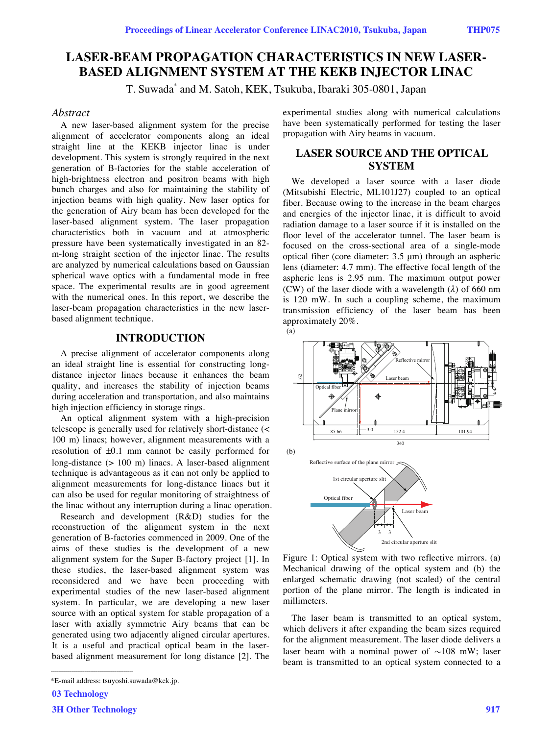# LASER-BEAM PROPAGATION CHARACTERISTICS IN NEW LASER-BASED ALIGNMENT SYSTEM AT THE KEKB INJECTOR LINAC

T. Suwada* and M. Satoh, KEK, Tsukuba, Ibaraki 305-0801, Japan

## Abstract

A new laser-based alignment system for the precise alignment of accelerator components along an ideal straight line at the KEKB injector linac is under development. This system is strongly required in the next generation of B-factories for the stable acceleration of high-brightness electron and positron beams with high bunch charges and also for maintaining the stability of injection beams with high quality. New laser optics for the generation of Airy beam has been developed for the laser-based alignment system. The laser propagation characteristics both in vacuum and at atmospheric pressure have been systematically investigated in an 82-m-long straight section of the injector linac. The results are analyzed by numerical calculations based on Gaussian spherical wave optics with a fundamental mode in free space. The experimental results are in good agreement with the numerical ones. In this report, we describe the laser-beam propagation characteristics in the new laser-based alignment technique.

## INTRODUCTION

A precise alignment of accelerator components along an ideal straight line is essential for constructing long-distance injector linacs because it enhances the beam quality, and increases the stability of injection beams during acceleration and transportation, and also maintains high injection efficiency in storage rings.

An optical alignment system with a high-precision telescope is generally used for relatively short-distance (< 100 m) linacs; however, alignment measurements with a resolution of ±0.1 mm cannot be easily performed for long-distance (> 100 m) linacs. A laser-based alignment technique is advantageous as it can not only be applied to alignment measurements for long-distance linacs but it can also be used for regular monitoring of straightness of the linac without any interruption during a linac operation.

Research and development (R&D) studies for the reconstruction of the alignment system in the next generation of B-factories commenced in 2009. One of the aims of these studies is the development of a new alignment system for the Super B-factory project [1]. In these studies, the laser-based alignment system was reconsidered and we have been proceeding with experimental studies of the new laser-based alignment system. In particular, we are developing a new laser source with an optical system for stable propagation of a laser with axially symmetric Airy beams that can be generated using two adjacently aligned circular apertures. It is a useful and practical optical beam in the laser-based alignment measurement for long distance [2]. The experimental studies along with numerical calculations have been systematically performed for testing the laser propagation with Airy beams in vacuum.

## LASER SOURCE AND THE OPTICAL SYSTEM

We developed a laser source with a laser diode (Mitsubishi Electric, ML101J27) coupled to an optical fiber. Because owing to the increase in the beam charges and energies of the injector linac, it is difficult to avoid radiation damage to a laser source if it is installed on the floor level of the accelerator tunnel. The laser beam is focused on the cross-sectional area of a single-mode optical fiber (core diameter: 3.5 μm) through an aspheric lens (diameter: 4.7 mm). The effective focal length of the aspheric lens is 2.95 mm. The maximum output power (CW) of the laser diode with a wavelength ($\lambda$) of 660 nm is 120 mW. In such a coupling scheme, the maximum transmission efficiency of the laser beam has been approximately 20%.

Figure 1: Optical system with two reflective mirrors. (a) Mechanical drawing of the optical system and (b) the enlarged schematic drawing (not scaled) of the central portion of the plane mirror. The length is indicated in millimeters.

The laser beam is transmitted to an optical system, which delivers it after expanding the beam sizes required for the alignment measurement. The laser diode delivers a laser beam with a nominal power of ~108 mW; laser beam is transmitted to an optical system connected to a

*E-mail address: tsuyoshi.suwada@kek.jp.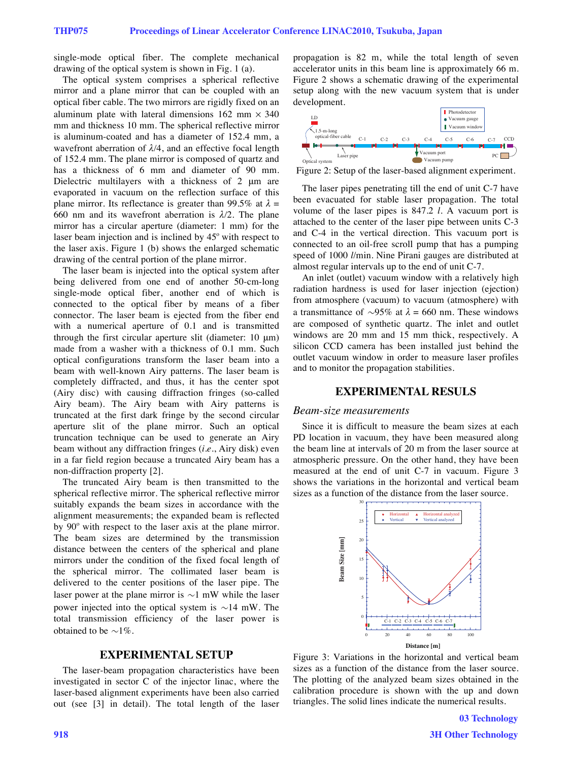single-mode optical fiber. The complete mechanical drawing of the optical system is shown in Fig. 1 (a).

The optical system comprises a spherical reflective mirror and a plane mirror that can be coupled with an optical fiber cable. The two mirrors are rigidly fixed on an aluminum plate with lateral dimensions 162 mm × 340 mm and thickness 10 mm. The spherical reflective mirror is aluminum-coated and has a diameter of 152.4 mm, a wavefront aberration of $\lambda/4$, and an effective focal length of 152.4 mm. The plane mirror is composed of quartz and has a thickness of 6 mm and diameter of 90 mm. Dielectric multilayers with a thickness of 2 μm are evaporated in vacuum on the reflection surface of this plane mirror. Its reflectance is greater than 99.5% at $\lambda$ = 660 nm and its wavefront aberration is $\lambda/2$. The plane mirror has a circular aperture (diameter: 1 mm) for the laser beam injection and is inclined by 45° with respect to the laser axis. Figure 1 (b) shows the enlarged schematic drawing of the central portion of the plane mirror.

The laser beam is injected into the optical system after being delivered from one end of another 50-cm-long single-mode optical fiber, another end of which is connected to the optical fiber by means of a fiber connector. The laser beam is ejected from the fiber end with a numerical aperture of 0.1 and is transmitted through the first circular aperture slit (diameter: 10 μm) made from a washer with a thickness of 0.1 mm. Such optical configurations transform the laser beam into a beam with well-known Airy patterns. The laser beam is completely diffracted, and thus, it has the center spot (Airy disc) with causing diffraction fringes (so-called Airy beam). The Airy beam with Airy patterns is truncated at the first dark fringe by the second circular aperture slit of the plane mirror. Such an optical truncation technique can be used to generate an Airy beam without any diffraction fringes (*i.e.*, Airy disk) even in a far field region because a truncated Airy beam has a non-diffraction property [2].

The truncated Airy beam is then transmitted to the spherical reflective mirror. The spherical reflective mirror suitably expands the beam sizes in accordance with the alignment measurements; the expanded beam is reflected by 90° with respect to the laser axis at the plane mirror. The beam sizes are determined by the transmission distance between the centers of the spherical and plane mirrors under the condition of the fixed focal length of the spherical mirror. The collimated laser beam is delivered to the center positions of the laser pipe. The laser power at the plane mirror is ~1 mW while the laser power injected into the optical system is ~14 mW. The total transmission efficiency of the laser power is obtained to be ~1%.

## EXPERIMENTAL SETUP

The laser-beam propagation characteristics have been investigated in sector C of the injector linac, where the laser-based alignment experiments have been also carried out (see [3] in detail). The total length of the laser propagation is 82 m, while the total length of seven accelerator units in this beam line is approximately 66 m. Figure 2 shows a schematic drawing of the experimental setup along with the new vacuum system that is under development.

Figure 2: Setup of the laser-based alignment experiment.

The laser pipes penetrating till the end of unit C-7 have been evacuated for stable laser propagation. The total volume of the laser pipes is 847.2 *l*. A vacuum port is attached to the center of the laser pipe between units C-3 and C-4 in the vertical direction. This vacuum port is connected to an oil-free scroll pump that has a pumping speed of 1000 *l*/min. Nine Pirani gauges are distributed at almost regular intervals up to the end of unit C-7.

An inlet (outlet) vacuum window with a relatively high radiation hardness is used for laser injection (ejection) from atmosphere (vacuum) to vacuum (atmosphere) with a transmittance of ~95% at $\lambda$ = 660 nm. These windows are composed of synthetic quartz. The inlet and outlet windows are 20 mm and 15 mm thick, respectively. A silicon CCD camera has been installed just behind the outlet vacuum window in order to measure laser profiles and to monitor the propagation stabilities.

## EXPERIMENTAL RESULS

### *Beam-size measurements*

Since it is difficult to measure the beam sizes at each PD location in vacuum, they have been measured along the beam line at intervals of 20 m from the laser source at atmospheric pressure. On the other hand, they have been measured at the end of unit C-7 in vacuum. Figure 3 shows the variations in the horizontal and vertical beam sizes as a function of the distance from the laser source.

Figure 3: Variations in the horizontal and vertical beam sizes as a function of the distance from the laser source. The plotting of the analyzed beam sizes obtained in the calibration procedure is shown with the up and down triangles. The solid lines indicate the numerical results.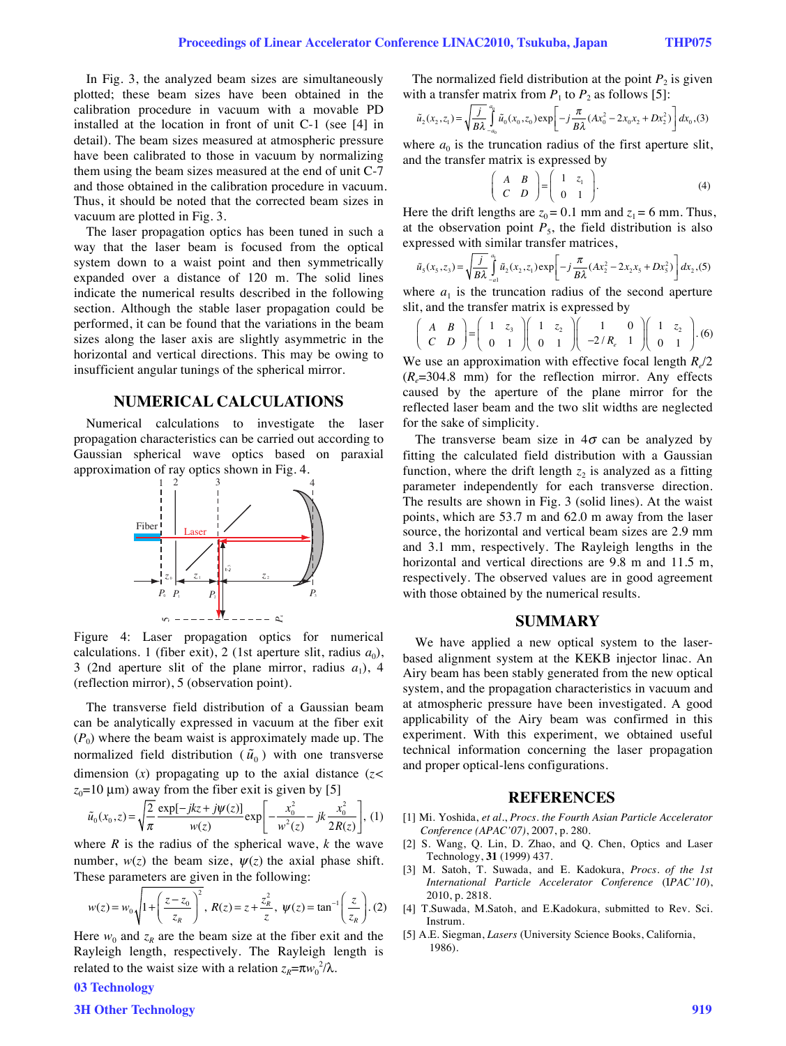In Fig. 3, the analyzed beam sizes are simultaneously plotted; these beam sizes have been obtained in the calibration procedure in vacuum with a movable PD installed at the location in front of unit C-1 (see [4] in detail). The beam sizes measured at atmospheric pressure have been calibrated to those in vacuum by normalizing them using the beam sizes measured at the end of unit C-7 and those obtained in the calibration procedure in vacuum. Thus, it should be noted that the corrected beam sizes in vacuum are plotted in Fig. 3.

The laser propagation optics has been tuned in such a way that the laser beam is focused from the optical system down to a waist point and then symmetrically expanded over a distance of 120 m. The solid lines indicate the numerical results described in the following section. Although the stable laser propagation could be performed, it can be found that the variations in the beam sizes along the laser axis are slightly asymmetric in the horizontal and vertical directions. This may be owing to insufficient angular tunings of the spherical mirror.

## NUMERICAL CALCULATIONS

Numerical calculations to investigate the laser propagation characteristics can be carried out according to Gaussian spherical wave optics based on paraxial approximation of ray optics shown in Fig. 4.

Figure 4: Laser propagation optics for numerical calculations. 1 (fiber exit), 2 (1st aperture slit, radius $a_0$), 3 (2nd aperture slit of the plane mirror, radius $a_1$), 4 (reflection mirror), 5 (observation point).

The transverse field distribution of a Gaussian beam can be analytically expressed in vacuum at the fiber exit ($P_0$) where the beam waist is approximately made up. The normalized field distribution ($\tilde{u}_0$) with one transverse dimension ($x$) propagating up to the axial distance ($z<z_0$=10 μm) away from the fiber exit is given by [5]

$$\tilde{u}_0(x_0,z)=\sqrt{\frac{2}{\pi}}\frac{\exp[-jkz+j\psi(z)]}{w(z)}\exp\left[-\frac{x_0^2}{w^2(z)}-jk\frac{x_0^2}{2R(z)}\right], \quad (1)$$

where $R$ is the radius of the spherical wave, $k$ the wave number, $w(z)$ the beam size, $\psi(z)$ the axial phase shift. These parameters are given in the following:

$$w(z)=w_0\sqrt{1+\left(\frac{z-z_0}{z_R}\right)^2},\; R(z)=z+\frac{z_R^2}{z},\; \psi(z)=\tan^{-1}\left(\frac{z}{z_R}\right). \quad (2)$$

Here $w_0$ and $z_R$ are the beam size at the fiber exit and the Rayleigh length, respectively. The Rayleigh length is related to the waist size with a relation $z_R=\pi w_0^2/\lambda$.

The normalized field distribution at the point $P_2$ is given with a transfer matrix from $P_1$ to $P_2$ as follows [5]:

$$\tilde{u}_2(x_2,z_1)=\sqrt{\frac{j}{B\lambda}}\int_{-a_0}^{a_0}\tilde{u}_0(x_0,z_0)\exp\left[-j\frac{\pi}{B\lambda}(Ax_0^2-2x_0x_2+Dx_2^2)\right]dx_0, \quad (3)$$

where $a_0$ is the truncation radius of the first aperture slit, and the transfer matrix is expressed by

$$\begin{pmatrix} A & B \\ C & D \end{pmatrix}=\begin{pmatrix} 1 & z_1 \\ 0 & 1 \end{pmatrix}. \quad (4)$$

Here the drift lengths are $z_0$ = 0.1 mm and $z_1$ = 6 mm. Thus, at the observation point $P_5$, the field distribution is also expressed with similar transfer matrices,

$$\tilde{u}_5(x_5,z_3)=\sqrt{\frac{j}{B\lambda}}\int_{-a_1}^{a_1}\tilde{u}_2(x_2,z_1)\exp\left[-j\frac{\pi}{B\lambda}(Ax_2^2-2x_2x_5+Dx_5^2)\right]dx_2, \quad (5)$$

where $a_1$ is the truncation radius of the second aperture slit, and the transfer matrix is expressed by

$$\begin{pmatrix} A & B \\ C & D \end{pmatrix}=\begin{pmatrix} 1 & z_3 \\ 0 & 1 \end{pmatrix}\begin{pmatrix} 1 & z_2 \\ 0 & 1 \end{pmatrix}\begin{pmatrix} 1 & 0 \\ -2/R_e & 1 \end{pmatrix}\begin{pmatrix} 1 & z_2 \\ 0 & 1 \end{pmatrix}. \quad (6)$$

We use an approximation with effective focal length $R_e/2$ ($R_e$=304.8 mm) for the reflection mirror. Any effects caused by the aperture of the plane mirror for the reflected laser beam and the two slit widths are neglected for the sake of simplicity.

The transverse beam size in $4\sigma$ can be analyzed by fitting the calculated field distribution with a Gaussian function, where the drift length $z_2$ is analyzed as a fitting parameter independently for each transverse direction. The results are shown in Fig. 3 (solid lines). At the waist points, which are 53.7 m and 62.0 m away from the laser source, the horizontal and vertical beam sizes are 2.9 mm and 3.1 mm, respectively. The Rayleigh lengths in the horizontal and vertical directions are 9.8 m and 11.5 m, respectively. The observed values are in good agreement with those obtained by the numerical results.

## SUMMARY

We have applied a new optical system to the laser-based alignment system at the KEKB injector linac. An Airy beam has been stably generated from the new optical system, and the propagation characteristics in vacuum and at atmospheric pressure have been investigated. A good applicability of the Airy beam was confirmed in this experiment. With this experiment, we obtained useful technical information concerning the laser propagation and proper optical-lens configurations.

## REFERENCES

[1] Mi. Yoshida, *et al.*, *Procs. the Fourth Asian Particle Accelerator Conference (APAC'07)*, 2007, p. 280.

[2] S. Wang, Q. Lin, D. Zhao, and Q. Chen, Optics and Laser Technology, **31** (1999) 437.

[3] M. Satoh, T. Suwada, and E. Kadokura, *Procs. of the 1st International Particle Accelerator Conference* (IPAC'10), 2010, p. 2818.

[4] T.Suwada, M.Satoh, and E.Kadokura, submitted to Rev. Sci. Instrum.

[5] A.E. Siegman, *Lasers* (University Science Books, California, 1986).